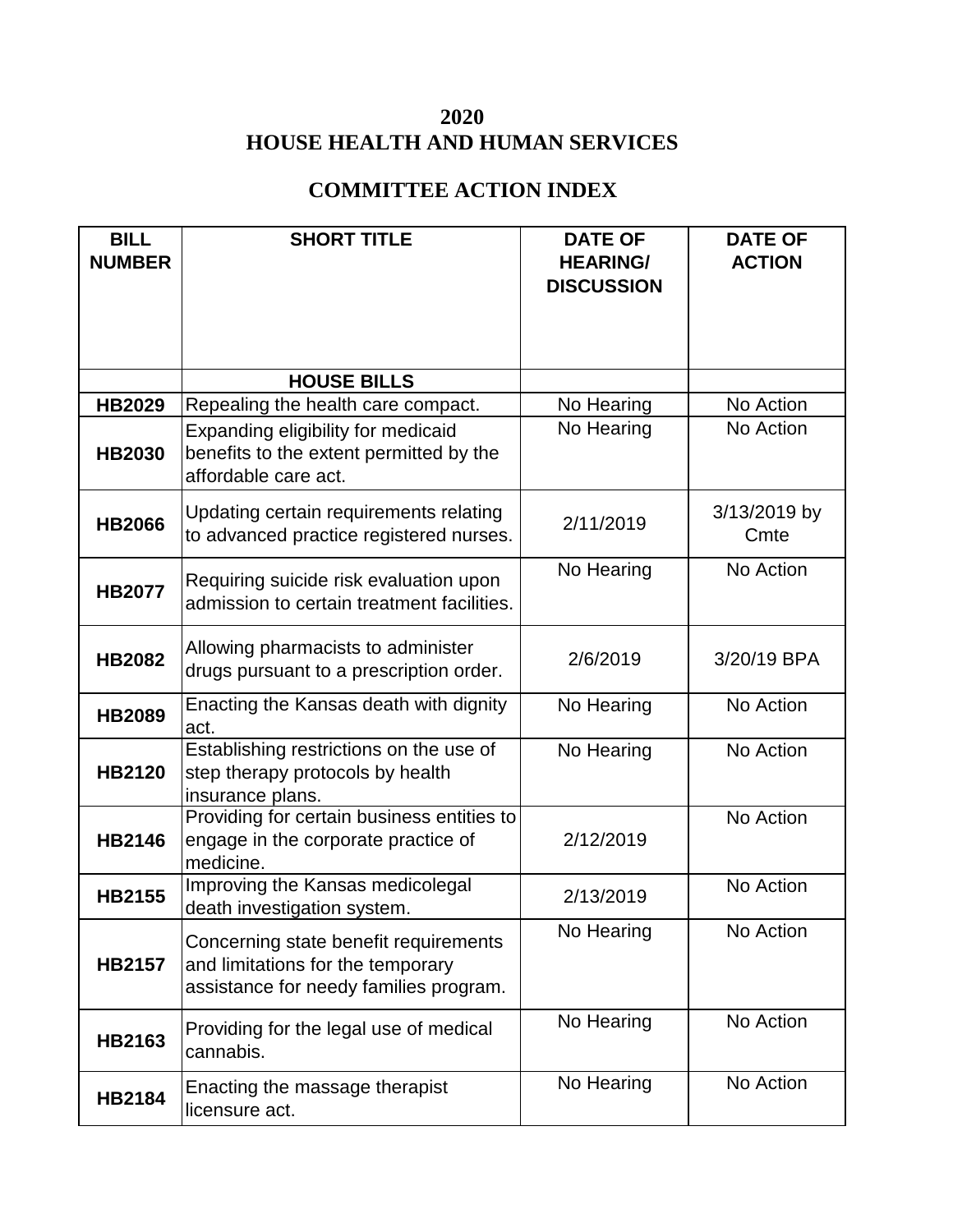# 2020
# HOUSE HEALTH AND HUMAN SERVICES

## COMMITTEE ACTION INDEX

| BILL NUMBER | SHORT TITLE | DATE OF HEARING/ DISCUSSION | DATE OF ACTION |
|---|---|---|---|
| | **HOUSE BILLS** | | |
| **HB2029** | Repealing the health care compact. | No Hearing | No Action |
| **HB2030** | Expanding eligibility for medicaid benefits to the extent permitted by the affordable care act. | No Hearing | No Action |
| **HB2066** | Updating certain requirements relating to advanced practice registered nurses. | 2/11/2019 | 3/13/2019 by Cmte |
| **HB2077** | Requiring suicide risk evaluation upon admission to certain treatment facilities. | No Hearing | No Action |
| **HB2082** | Allowing pharmacists to administer drugs pursuant to a prescription order. | 2/6/2019 | 3/20/19 BPA |
| **HB2089** | Enacting the Kansas death with dignity act. | No Hearing | No Action |
| **HB2120** | Establishing restrictions on the use of step therapy protocols by health insurance plans. | No Hearing | No Action |
| **HB2146** | Providing for certain business entities to engage in the corporate practice of medicine. | 2/12/2019 | No Action |
| **HB2155** | Improving the Kansas medicolegal death investigation system. | 2/13/2019 | No Action |
| **HB2157** | Concerning state benefit requirements and limitations for the temporary assistance for needy families program. | No Hearing | No Action |
| **HB2163** | Providing for the legal use of medical cannabis. | No Hearing | No Action |
| **HB2184** | Enacting the massage therapist licensure act. | No Hearing | No Action |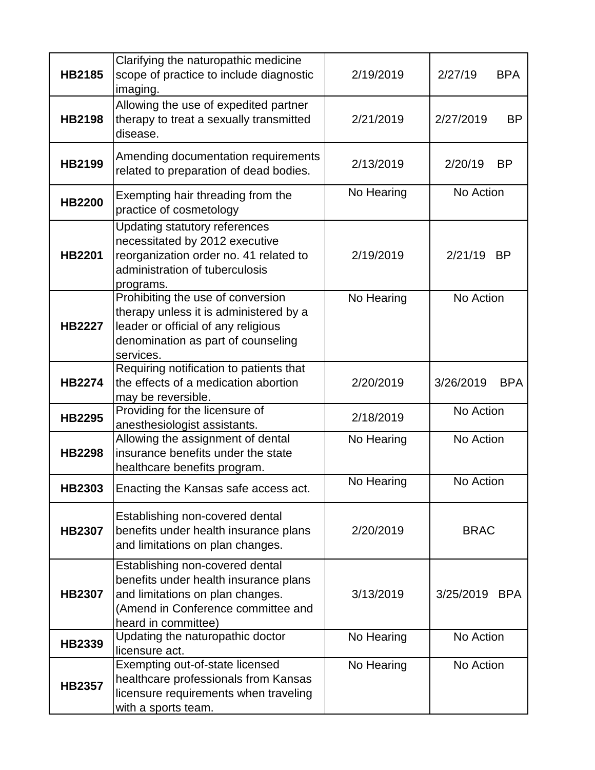| | | | |
|---|---|---|---|
| **HB2185** | Clarifying the naturopathic medicine scope of practice to include diagnostic imaging. | 2/19/2019 | 2/27/19 BPA |
| **HB2198** | Allowing the use of expedited partner therapy to treat a sexually transmitted disease. | 2/21/2019 | 2/27/2019 BP |
| **HB2199** | Amending documentation requirements related to preparation of dead bodies. | 2/13/2019 | 2/20/19 BP |
| **HB2200** | Exempting hair threading from the practice of cosmetology | No Hearing | No Action |
| **HB2201** | Updating statutory references necessitated by 2012 executive reorganization order no. 41 related to administration of tuberculosis programs. | 2/19/2019 | 2/21/19 BP |
| **HB2227** | Prohibiting the use of conversion therapy unless it is administered by a leader or official of any religious denomination as part of counseling services. | No Hearing | No Action |
| **HB2274** | Requiring notification to patients that the effects of a medication abortion may be reversible. | 2/20/2019 | 3/26/2019 BPA |
| **HB2295** | Providing for the licensure of anesthesiologist assistants. | 2/18/2019 | No Action |
| **HB2298** | Allowing the assignment of dental insurance benefits under the state healthcare benefits program. | No Hearing | No Action |
| **HB2303** | Enacting the Kansas safe access act. | No Hearing | No Action |
| **HB2307** | Establishing non-covered dental benefits under health insurance plans and limitations on plan changes. | 2/20/2019 | BRAC |
| **HB2307** | Establishing non-covered dental benefits under health insurance plans and limitations on plan changes. (Amend in Conference committee and heard in committee) | 3/13/2019 | 3/25/2019 BPA |
| **HB2339** | Updating the naturopathic doctor licensure act. | No Hearing | No Action |
| **HB2357** | Exempting out-of-state licensed healthcare professionals from Kansas licensure requirements when traveling with a sports team. | No Hearing | No Action |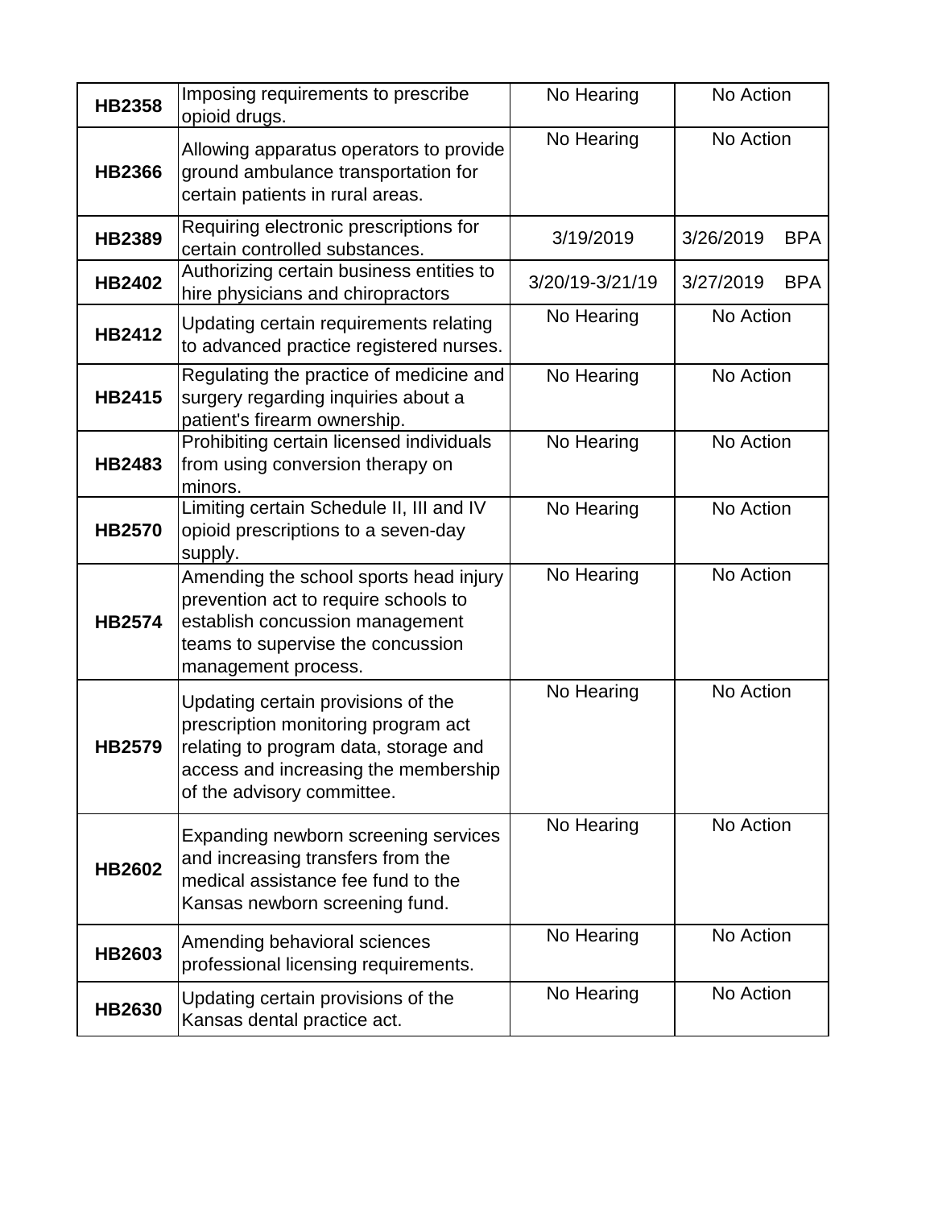| | | | |
|---|---|---|---|
| **HB2358** | Imposing requirements to prescribe opioid drugs. | No Hearing | No Action |
| **HB2366** | Allowing apparatus operators to provide ground ambulance transportation for certain patients in rural areas. | No Hearing | No Action |
| **HB2389** | Requiring electronic prescriptions for certain controlled substances. | 3/19/2019 | 3/26/2019 BPA |
| **HB2402** | Authorizing certain business entities to hire physicians and chiropractors | 3/20/19-3/21/19 | 3/27/2019 BPA |
| **HB2412** | Updating certain requirements relating to advanced practice registered nurses. | No Hearing | No Action |
| **HB2415** | Regulating the practice of medicine and surgery regarding inquiries about a patient's firearm ownership. | No Hearing | No Action |
| **HB2483** | Prohibiting certain licensed individuals from using conversion therapy on minors. | No Hearing | No Action |
| **HB2570** | Limiting certain Schedule II, III and IV opioid prescriptions to a seven-day supply. | No Hearing | No Action |
| **HB2574** | Amending the school sports head injury prevention act to require schools to establish concussion management teams to supervise the concussion management process. | No Hearing | No Action |
| **HB2579** | Updating certain provisions of the prescription monitoring program act relating to program data, storage and access and increasing the membership of the advisory committee. | No Hearing | No Action |
| **HB2602** | Expanding newborn screening services and increasing transfers from the medical assistance fee fund to the Kansas newborn screening fund. | No Hearing | No Action |
| **HB2603** | Amending behavioral sciences professional licensing requirements. | No Hearing | No Action |
| **HB2630** | Updating certain provisions of the Kansas dental practice act. | No Hearing | No Action |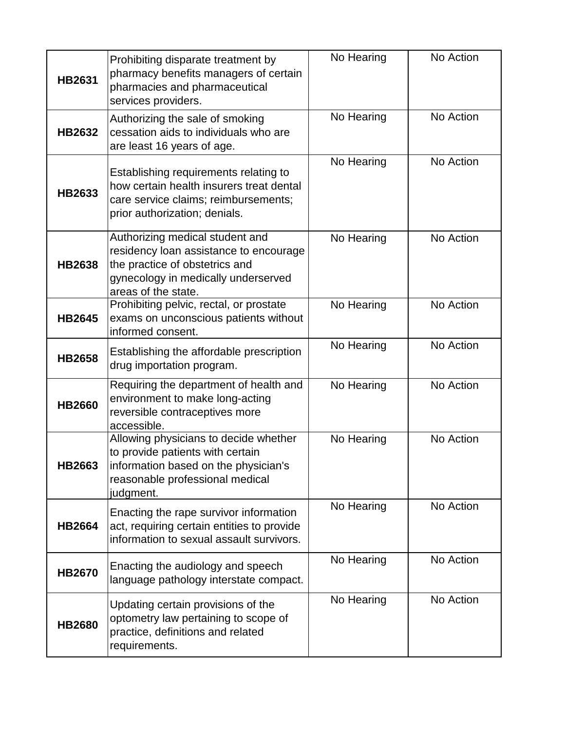| | | | |
|---|---|---|---|
| **HB2631** | Prohibiting disparate treatment by pharmacy benefits managers of certain pharmacies and pharmaceutical services providers. | No Hearing | No Action |
| **HB2632** | Authorizing the sale of smoking cessation aids to individuals who are are least 16 years of age. | No Hearing | No Action |
| **HB2633** | Establishing requirements relating to how certain health insurers treat dental care service claims; reimbursements; prior authorization; denials. | No Hearing | No Action |
| **HB2638** | Authorizing medical student and residency loan assistance to encourage the practice of obstetrics and gynecology in medically underserved areas of the state. | No Hearing | No Action |
| **HB2645** | Prohibiting pelvic, rectal, or prostate exams on unconscious patients without informed consent. | No Hearing | No Action |
| **HB2658** | Establishing the affordable prescription drug importation program. | No Hearing | No Action |
| **HB2660** | Requiring the department of health and environment to make long-acting reversible contraceptives more accessible. | No Hearing | No Action |
| **HB2663** | Allowing physicians to decide whether to provide patients with certain information based on the physician's reasonable professional medical judgment. | No Hearing | No Action |
| **HB2664** | Enacting the rape survivor information act, requiring certain entities to provide information to sexual assault survivors. | No Hearing | No Action |
| **HB2670** | Enacting the audiology and speech language pathology interstate compact. | No Hearing | No Action |
| **HB2680** | Updating certain provisions of the optometry law pertaining to scope of practice, definitions and related requirements. | No Hearing | No Action |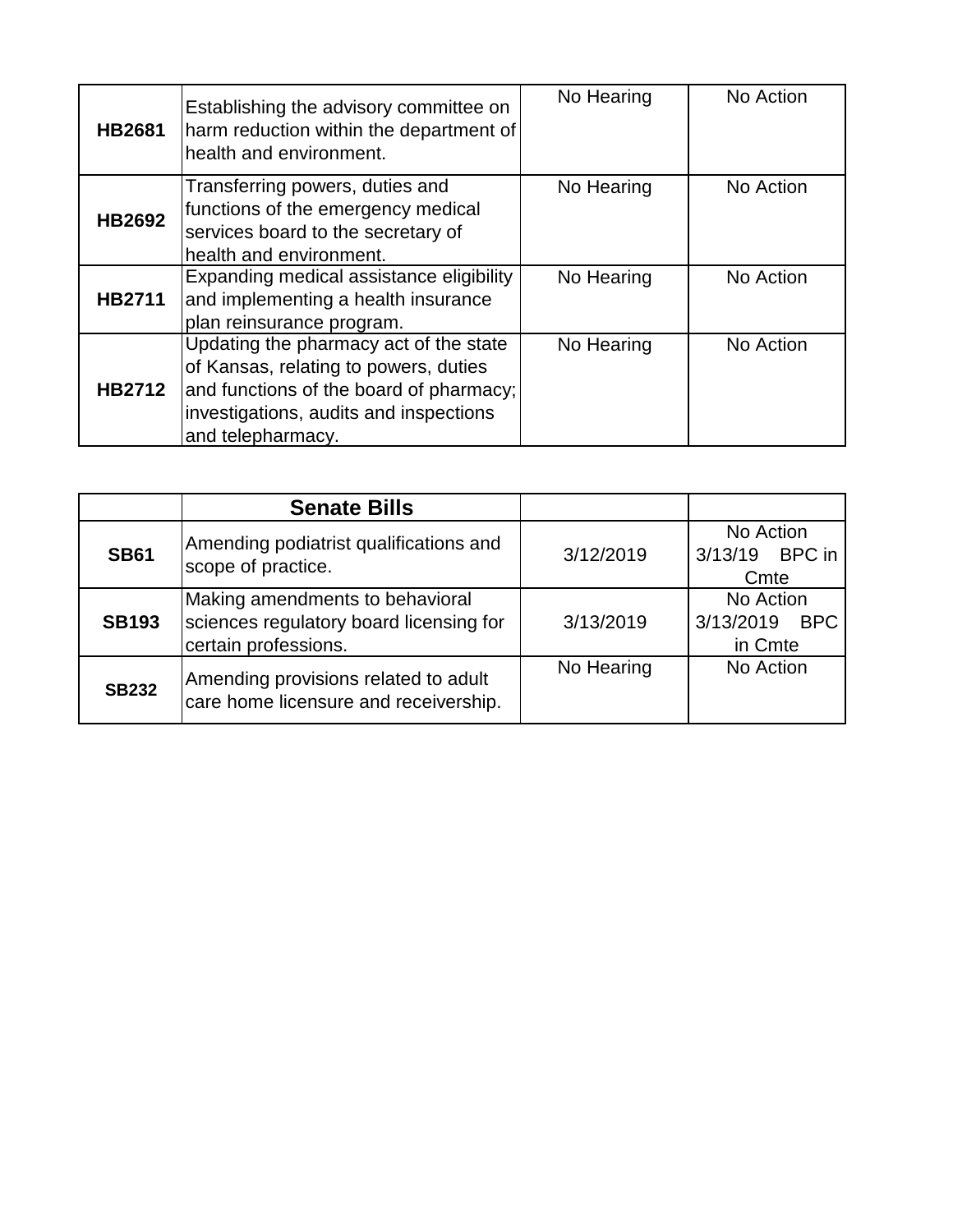| | | | |
|---|---|---|---|
| **HB2681** | Establishing the advisory committee on harm reduction within the department of health and environment. | No Hearing | No Action |
| **HB2692** | Transferring powers, duties and functions of the emergency medical services board to the secretary of health and environment. | No Hearing | No Action |
| **HB2711** | Expanding medical assistance eligibility and implementing a health insurance plan reinsurance program. | No Hearing | No Action |
| **HB2712** | Updating the pharmacy act of the state of Kansas, relating to powers, duties and functions of the board of pharmacy; investigations, audits and inspections and telepharmacy. | No Hearing | No Action |

| | **Senate Bills** | | |
|---|---|---|---|
| **SB61** | Amending podiatrist qualifications and scope of practice. | 3/12/2019 | No Action 3/13/19 BPC in Cmte |
| **SB193** | Making amendments to behavioral sciences regulatory board licensing for certain professions. | 3/13/2019 | No Action 3/13/2019 BPC in Cmte |
| **SB232** | Amending provisions related to adult care home licensure and receivership. | No Hearing | No Action |